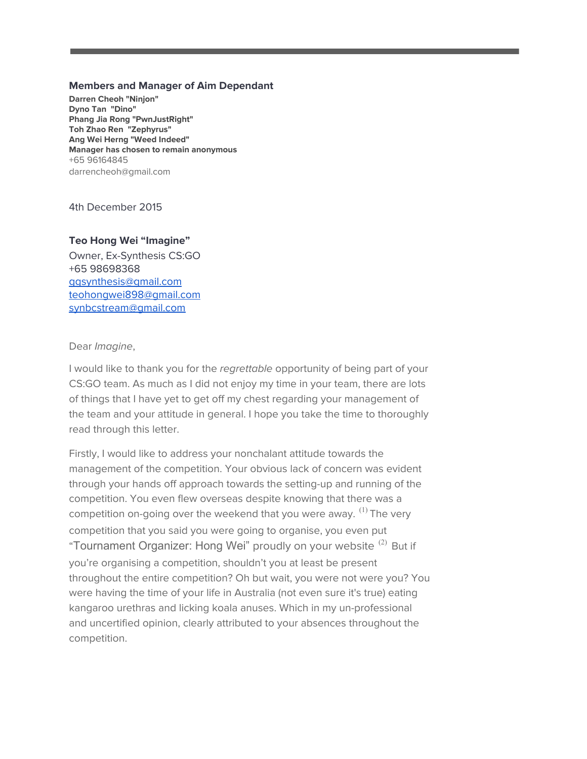**Members and Manager of Aim Dependant**

**Darren Cheoh "Ninjon"**
**Dyno Tan "Dino"**
**Phang Jia Rong "PwnJustRight"**
**Toh Zhao Ren "Zephyrus"**
**Ang Wei Herng "Weed Indeed"**
**Manager has chosen to remain anonymous**
+65 96164845
darrencheoh@gmail.com

4th December 2015

**Teo Hong Wei "Imagine"**
Owner, Ex-Synthesis CS:GO
+65 98698368
ggsynthesis@gmail.com
teohongwei898@gmail.com
synbcstream@gmail.com

Dear *Imagine*,

I would like to thank you for the *regrettable* opportunity of being part of your CS:GO team. As much as I did not enjoy my time in your team, there are lots of things that I have yet to get off my chest regarding your management of the team and your attitude in general. I hope you take the time to thoroughly read through this letter.

Firstly, I would like to address your nonchalant attitude towards the management of the competition. Your obvious lack of concern was evident through your hands off approach towards the setting-up and running of the competition. You even flew overseas despite knowing that there was a competition on-going over the weekend that you were away. (1) The very competition that you said you were going to organise, you even put "Tournament Organizer: Hong Wei" proudly on your website (2) But if you're organising a competition, shouldn't you at least be present throughout the entire competition? Oh but wait, you were not were you? You were having the time of your life in Australia (not even sure it's true) eating kangaroo urethras and licking koala anuses. Which in my un-professional and uncertified opinion, clearly attributed to your absences throughout the competition.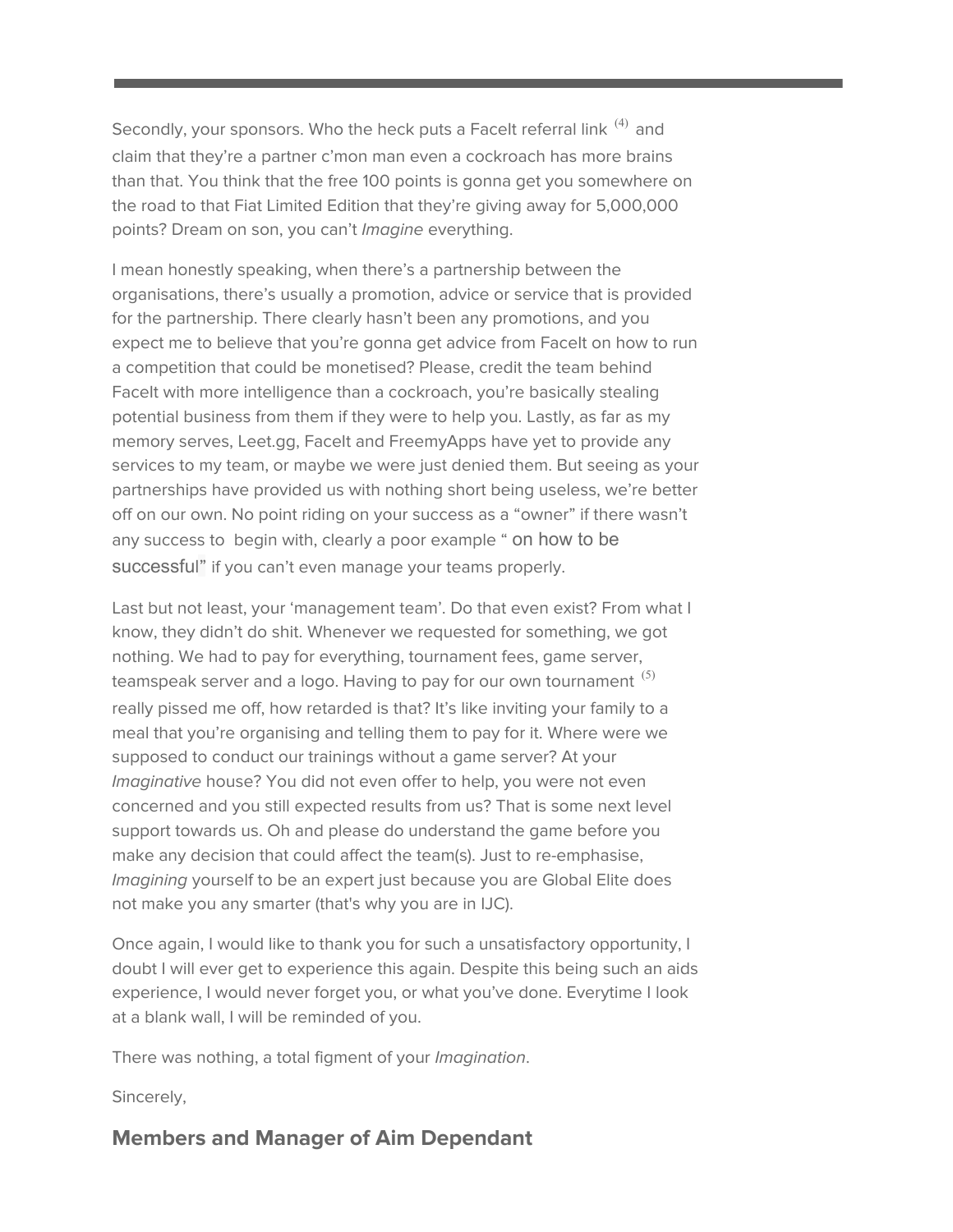---

Secondly, your sponsors. Who the heck puts a FaceIt referral link [4] and claim that they're a partner c'mon man even a cockroach has more brains than that. You think that the free 100 points is gonna get you somewhere on the road to that Fiat Limited Edition that they're giving away for 5,000,000 points? Dream on son, you can't *Imagine* everything.

I mean honestly speaking, when there's a partnership between the organisations, there's usually a promotion, advice or service that is provided for the partnership. There clearly hasn't been any promotions, and you expect me to believe that you're gonna get advice from FaceIt on how to run a competition that could be monetised? Please, credit the team behind FaceIt with more intelligence than a cockroach, you're basically stealing potential business from them if they were to help you. Lastly, as far as my memory serves, Leet.gg, FaceIt and FreemyApps have yet to provide any services to my team, or maybe we were just denied them. But seeing as your partnerships have provided us with nothing short being useless, we're better off on our own. No point riding on your success as a "owner" if there wasn't any success to begin with, clearly a poor example " on how to be successful" if you can't even manage your teams properly.

Last but not least, your 'management team'. Do that even exist? From what I know, they didn't do shit. Whenever we requested for something, we got nothing. We had to pay for everything, tournament fees, game server, teamspeak server and a logo. Having to pay for our own tournament [5] really pissed me off, how retarded is that? It's like inviting your family to a meal that you're organising and telling them to pay for it. Where were we supposed to conduct our trainings without a game server? At your *Imaginative* house? You did not even offer to help, you were not even concerned and you still expected results from us? That is some next level support towards us. Oh and please do understand the game before you make any decision that could affect the team(s). Just to re-emphasise, *Imagining* yourself to be an expert just because you are Global Elite does not make you any smarter (that's why you are in IJC).

Once again, I would like to thank you for such a unsatisfactory opportunity, I doubt I will ever get to experience this again. Despite this being such an aids experience, I would never forget you, or what you've done. Everytime I look at a blank wall, I will be reminded of you.

There was nothing, a total figment of your *Imagination*.

Sincerely,

### Members and Manager of Aim Dependant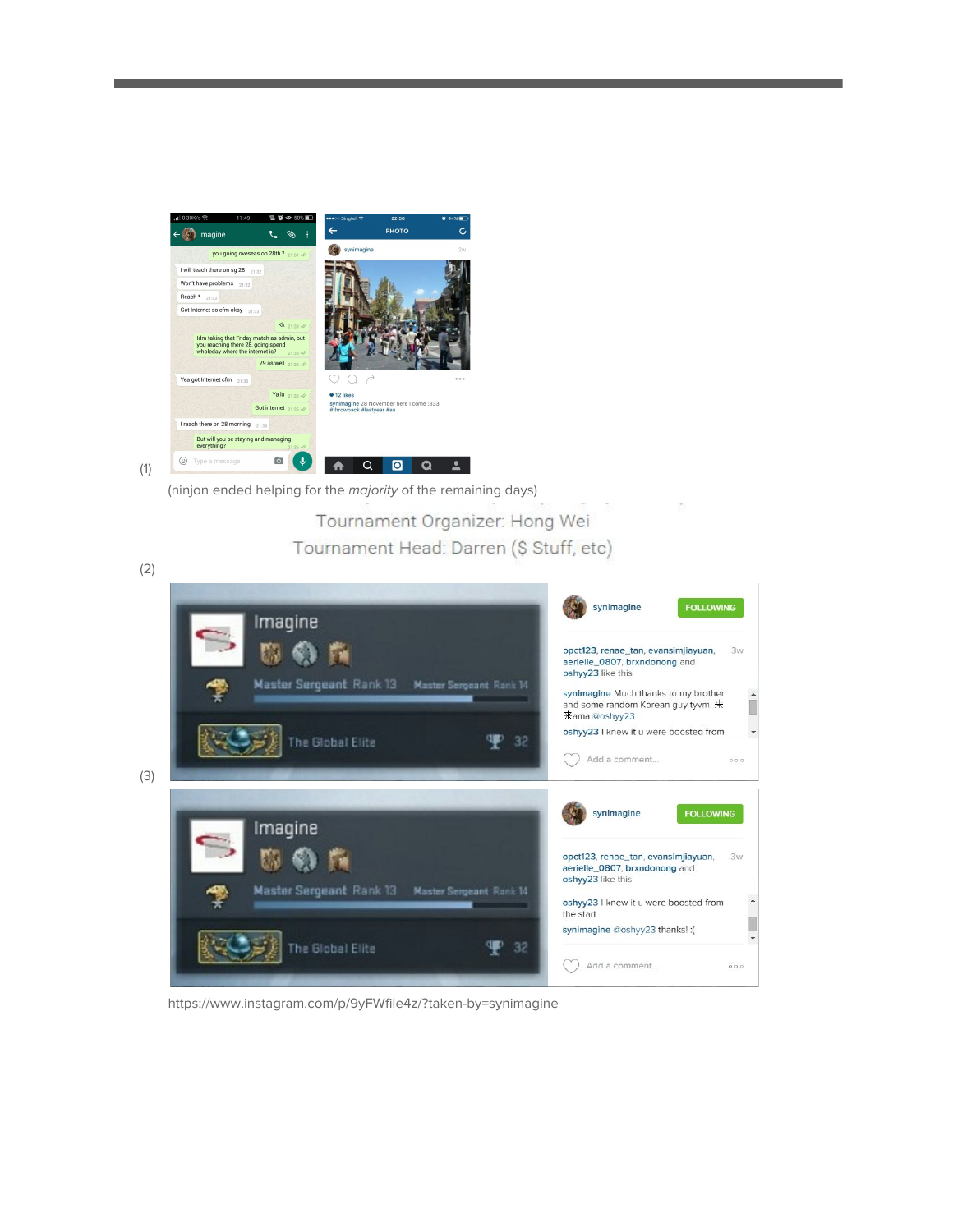(1)

(ninjon ended helping for the *majority* of the remaining days)

Tournament Organizer: Hong Wei

Tournament Head: Darren ($ Stuff, etc)

(2)

(3)

https://www.instagram.com/p/9yFWfile4z/?taken-by=synimagine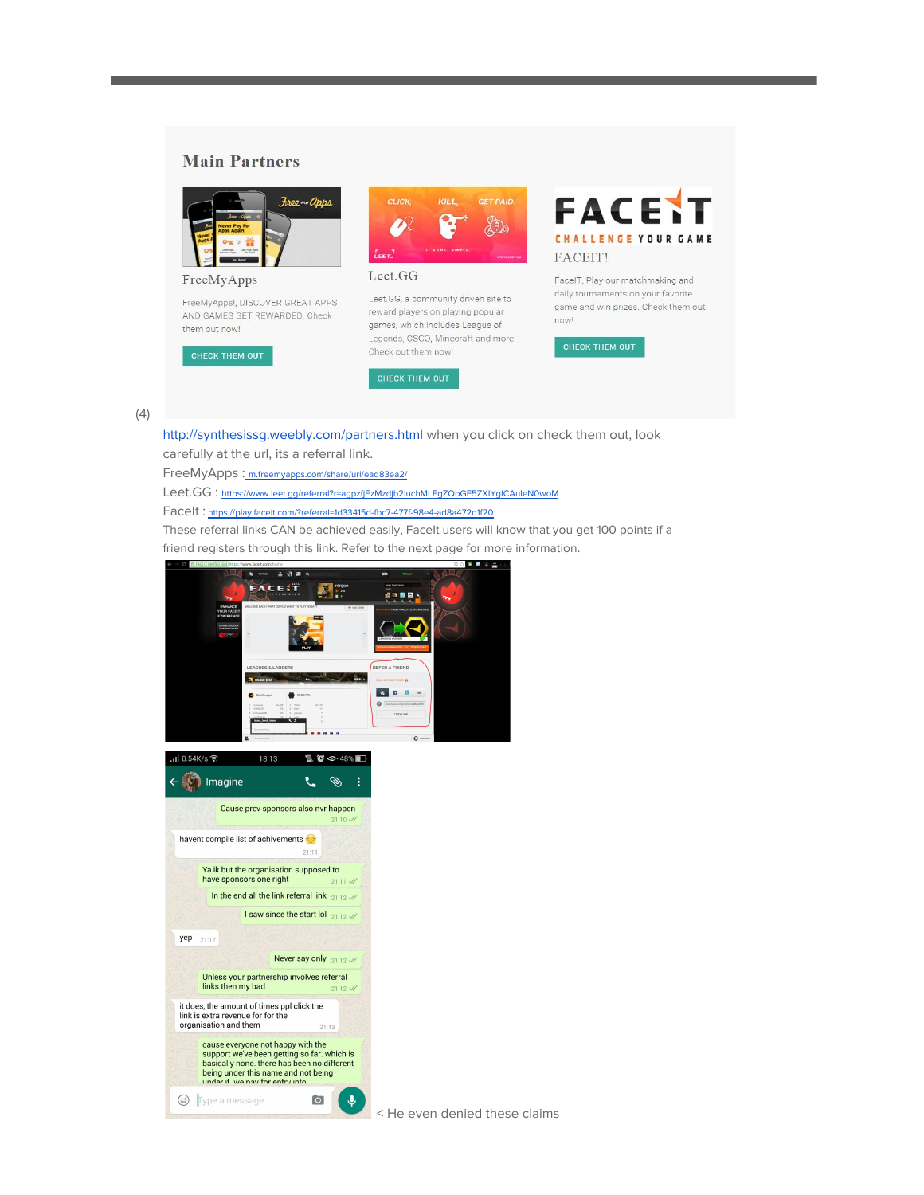## Main Partners

**FreeMyApps**

FreeMyApps!, DISCOVER GREAT APPS AND GAMES GET REWARDED. Check them out now!

CHECK THEM OUT

**Leet.GG**

Leet.GG, a community driven site to reward players on playing popular games, which includes League of Legends, CSGO, Minecraft and more! Check out them now!

CHECK THEM OUT

**FACEIT!**

FaceIT, Play our matchmaking and daily tournaments on your favorite game and win prizes. Check them out now!

CHECK THEM OUT

(4)

http://synthesissg.weebly.com/partners.html when you click on check them out, look carefully at the url, its a referral link.

FreeMyApps : m.freemyapps.com/share/url/ead83ea2/

Leet.GG : https://www.leet.gg/referral?r=agpzfjEzMzdjb2luchMLEgZQbGF5ZXIYglCAuleN0woM

FaceIt : https://play.faceit.com/?referral=1d33415d-fbc7-477f-98e4-ad8a472d1f20

These referral links CAN be achieved easily, FaceIt users will know that you get 100 points if a friend registers through this link. Refer to the next page for more information.

Cause prev sponsors also nvr happen 21:10

havent compile list of achivements 😔 21:11

Ya ik but the organisation supposed to have sponsors one right 21:11

In the end all the link referral link 21:12

I saw since the start lol 21:12

yep 21:12

Never say only 21:12

Unless your partnership involves referral links then my bad 21:12

it does, the amount of times ppl click the link is extra revenue for for the organisation and them 21:13

cause everyone not happy with the support we've been getting so far. which is basically none. there has been no different being under this name and not being under it. we pay for entry into

< He even denied these claims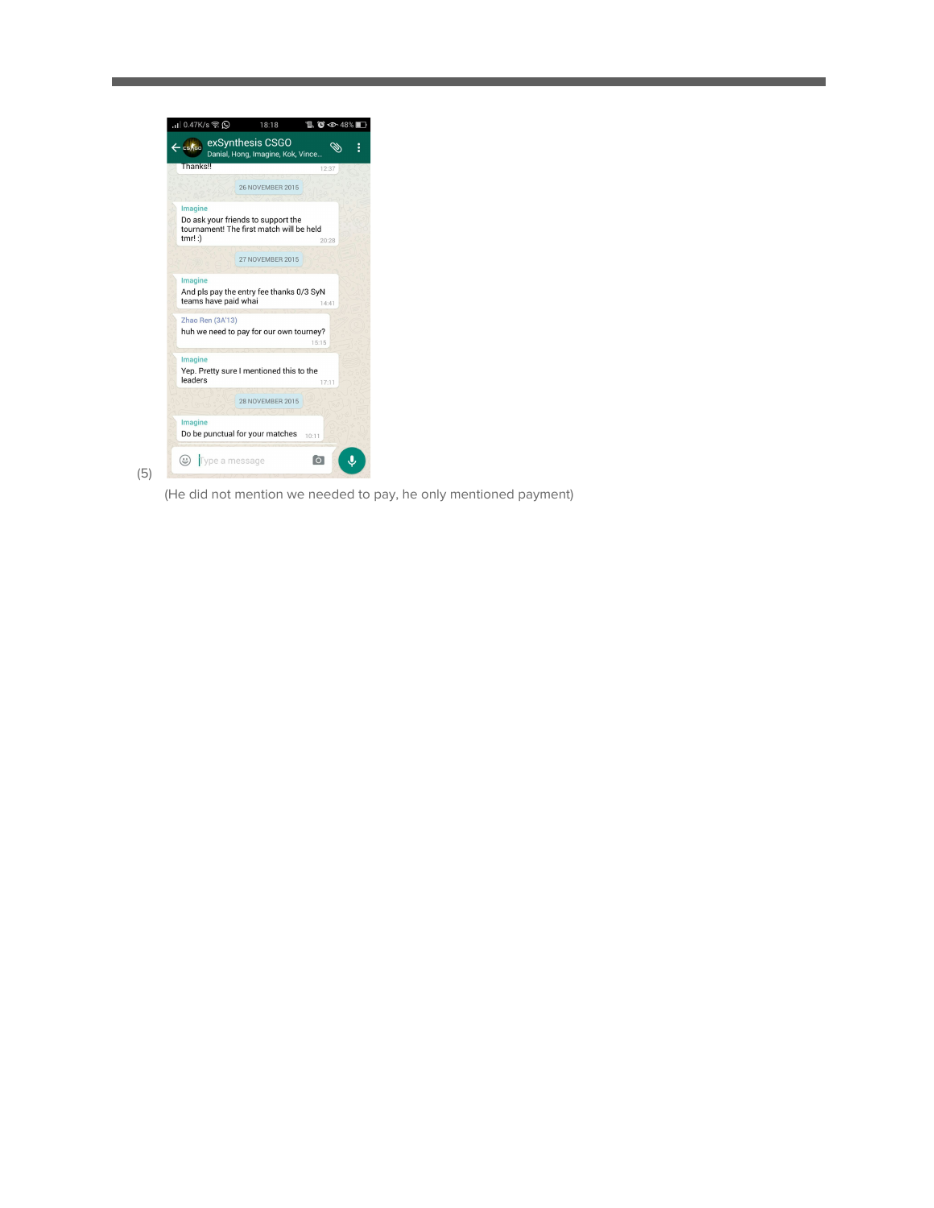exSynthesis CSGO
Danial, Hong, Imagine, Kok, Vince...

Thanks!! 12:37

26 NOVEMBER 2015

Imagine
Do ask your friends to support the tournament! The first match will be held tmr! :) 20:28

27 NOVEMBER 2015

Imagine
And pls pay the entry fee thanks 0/3 SyN teams have paid whai 14:41

Zhao Ren (3A'13)
huh we need to pay for our own tourney? 15:15

Imagine
Yep. Pretty sure I mentioned this to the leaders 17:11

28 NOVEMBER 2015

Imagine
Do be punctual for your matches 10:11

(5)

(He did not mention we needed to pay, he only mentioned payment)